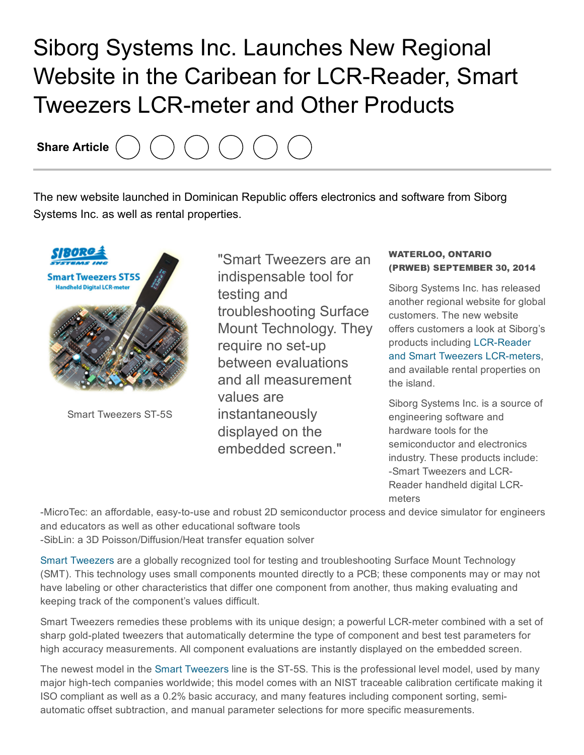# Siborg Systems Inc. Launches New Regional Website in the Caribean for LCR-Reader, Smart Tweezers LCR-meter and Other Products

**Share Article**

The new website launched in Dominican Republic offers electronics and software from Siborg Systems Inc. as well as rental properties.

Smart Tweezers ST-5S

"Smart Tweezers are an indispensable tool for testing and troubleshooting Surface Mount Technology. They require no set-up between evaluations and all measurement values are instantaneously displayed on the embedded screen."

**WATERLOO, ONTARIO (PRWEB) SEPTEMBER 30, 2014**

Siborg Systems Inc. has released another regional website for global customers. The new website offers customers a look at Siborg's products including LCR-Reader and Smart Tweezers LCR-meters, and available rental properties on the island.

Siborg Systems Inc. is a source of engineering software and hardware tools for the semiconductor and electronics industry. These products include:
-Smart Tweezers and LCR-Reader handheld digital LCR-meters
-MicroTec: an affordable, easy-to-use and robust 2D semiconductor process and device simulator for engineers and educators as well as other educational software tools
-SibLin: a 3D Poisson/Diffusion/Heat transfer equation solver

Smart Tweezers are a globally recognized tool for testing and troubleshooting Surface Mount Technology (SMT). This technology uses small components mounted directly to a PCB; these components may or may not have labeling or other characteristics that differ one component from another, thus making evaluating and keeping track of the component's values difficult.

Smart Tweezers remedies these problems with its unique design; a powerful LCR-meter combined with a set of sharp gold-plated tweezers that automatically determine the type of component and best test parameters for high accuracy measurements. All component evaluations are instantly displayed on the embedded screen.

The newest model in the Smart Tweezers line is the ST-5S. This is the professional level model, used by many major high-tech companies worldwide; this model comes with an NIST traceable calibration certificate making it ISO compliant as well as a 0.2% basic accuracy, and many features including component sorting, semi-automatic offset subtraction, and manual parameter selections for more specific measurements.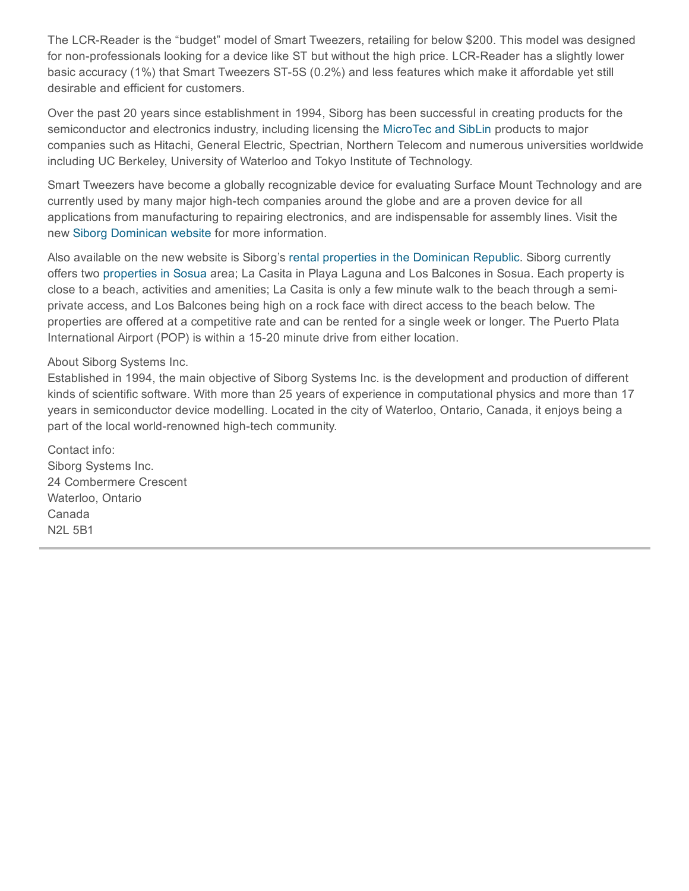The LCR-Reader is the “budget” model of Smart Tweezers, retailing for below $200. This model was designed for non-professionals looking for a device like ST but without the high price. LCR-Reader has a slightly lower basic accuracy (1%) that Smart Tweezers ST-5S (0.2%) and less features which make it affordable yet still desirable and efficient for customers.

Over the past 20 years since establishment in 1994, Siborg has been successful in creating products for the semiconductor and electronics industry, including licensing the MicroTec and SibLin products to major companies such as Hitachi, General Electric, Spectrian, Northern Telecom and numerous universities worldwide including UC Berkeley, University of Waterloo and Tokyo Institute of Technology.

Smart Tweezers have become a globally recognizable device for evaluating Surface Mount Technology and are currently used by many major high-tech companies around the globe and are a proven device for all applications from manufacturing to repairing electronics, and are indispensable for assembly lines. Visit the new Siborg Dominican website for more information.

Also available on the new website is Siborg’s rental properties in the Dominican Republic. Siborg currently offers two properties in Sosua area; La Casita in Playa Laguna and Los Balcones in Sosua. Each property is close to a beach, activities and amenities; La Casita is only a few minute walk to the beach through a semi-private access, and Los Balcones being high on a rock face with direct access to the beach below. The properties are offered at a competitive rate and can be rented for a single week or longer. The Puerto Plata International Airport (POP) is within a 15-20 minute drive from either location.

About Siborg Systems Inc.
Established in 1994, the main objective of Siborg Systems Inc. is the development and production of different kinds of scientific software. With more than 25 years of experience in computational physics and more than 17 years in semiconductor device modelling. Located in the city of Waterloo, Ontario, Canada, it enjoys being a part of the local world-renowned high-tech community.

Contact info:
Siborg Systems Inc.
24 Combermere Crescent
Waterloo, Ontario
Canada
N2L 5B1